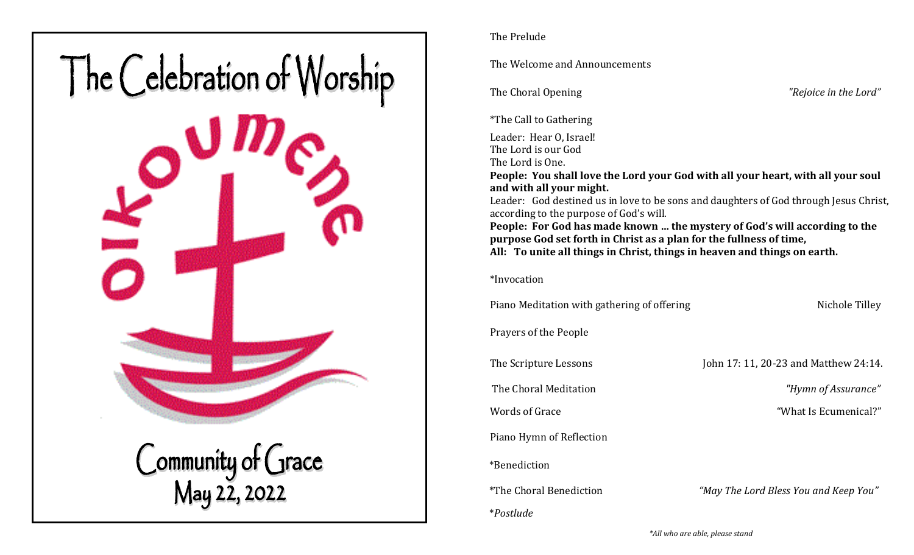# The Celebration of Worship

OIKOUMENE

## Community of Grace

May 22, 2022

The Prelude

The Welcome and Announcements

The Choral Opening — *"Rejoice in the Lord"*

*The Call to Gathering

Leader: Hear O, Israel!
The Lord is our God
The Lord is One.
**People: You shall love the Lord your God with all your heart, with all your soul and with all your might.**
Leader: God destined us in love to be sons and daughters of God through Jesus Christ, according to the purpose of God's will.
**People: For God has made known ... the mystery of God's will according to the purpose God set forth in Christ as a plan for the fullness of time,**
**All: To unite all things in Christ, things in heaven and things on earth.**

*Invocation

Piano Meditation with gathering of offering — Nichole Tilley

Prayers of the People

The Scripture Lessons — John 17: 11, 20-23 and Matthew 24:14.

The Choral Meditation — *"Hymn of Assurance"*

Words of Grace — "What Is Ecumenical?"

Piano Hymn of Reflection

*Benediction

*The Choral Benediction — *"May The Lord Bless You and Keep You"*

**Postlude*

*\*All who are able, please stand*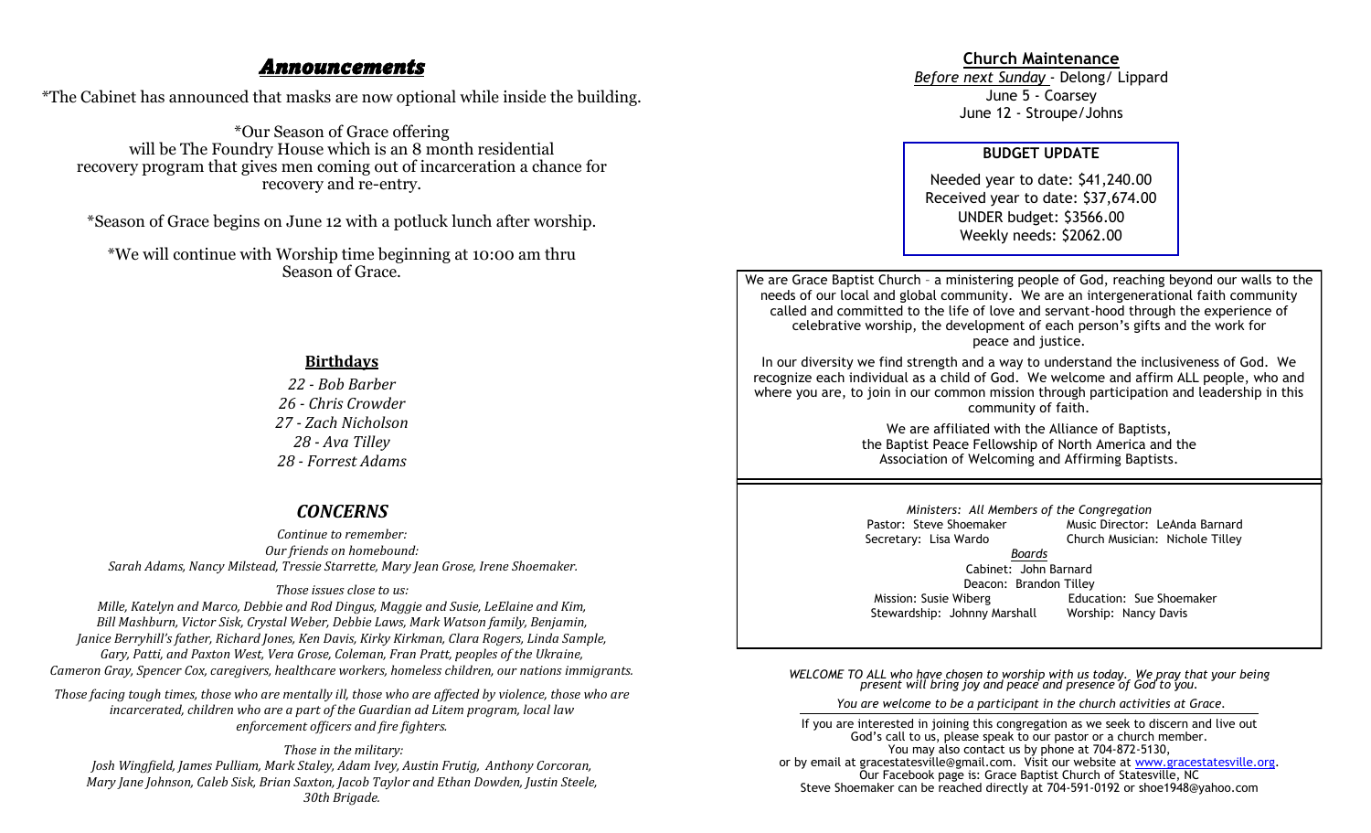## Announcements

*The Cabinet has announced that masks are now optional while inside the building.

*Our Season of Grace offering will be The Foundry House which is an 8 month residential recovery program that gives men coming out of incarceration a chance for recovery and re-entry.

*Season of Grace begins on June 12 with a potluck lunch after worship.

*We will continue with Worship time beginning at 10:00 am thru Season of Grace.

### Birthdays

*22 - Bob Barber*
*26 - Chris Crowder*
*27 - Zach Nicholson*
*28 - Ava Tilley*
*28 - Forrest Adams*

### CONCERNS

*Continue to remember:*
*Our friends on homebound:*
*Sarah Adams, Nancy Milstead, Tressie Starrette, Mary Jean Grose, Irene Shoemaker.*

*Those issues close to us:*
*Mille, Katelyn and Marco, Debbie and Rod Dingus, Maggie and Susie, LeElaine and Kim, Bill Mashburn, Victor Sisk, Crystal Weber, Debbie Laws, Mark Watson family, Benjamin, Janice Berryhill's father, Richard Jones, Ken Davis, Kirky Kirkman, Clara Rogers, Linda Sample, Gary, Patti, and Paxton West, Vera Grose, Coleman, Fran Pratt, peoples of the Ukraine, Cameron Gray, Spencer Cox, caregivers, healthcare workers, homeless children, our nations immigrants.*

*Those facing tough times, those who are mentally ill, those who are affected by violence, those who are incarcerated, children who are a part of the Guardian ad Litem program, local law enforcement officers and fire fighters.*

*Those in the military:*
*Josh Wingfield, James Pulliam, Mark Staley, Adam Ivey, Austin Frutig, Anthony Corcoran, Mary Jane Johnson, Caleb Sisk, Brian Saxton, Jacob Taylor and Ethan Dowden, Justin Steele, 30th Brigade.*

### Church Maintenance

*Before next Sunday* - Delong/ Lippard
June 5 - Coarsey
June 12 - Stroupe/Johns

**BUDGET UPDATE**

Needed year to date: $41,240.00
Received year to date: $37,674.00
UNDER budget: $3566.00
Weekly needs: $2062.00

We are Grace Baptist Church – a ministering people of God, reaching beyond our walls to the needs of our local and global community. We are an intergenerational faith community called and committed to the life of love and servant-hood through the experience of celebrative worship, the development of each person's gifts and the work for peace and justice.

In our diversity we find strength and a way to understand the inclusiveness of God. We recognize each individual as a child of God. We welcome and affirm ALL people, who and where you are, to join in our common mission through participation and leadership in this community of faith.

We are affiliated with the Alliance of Baptists, the Baptist Peace Fellowship of North America and the Association of Welcoming and Affirming Baptists.

*Ministers: All Members of the Congregation*
Pastor: Steve Shoemaker — Music Director: LeAnda Barnard
Secretary: Lisa Wardo — Church Musician: Nichole Tilley

*Boards*
Cabinet: John Barnard
Deacon: Brandon Tilley
Mission: Susie Wiberg — Education: Sue Shoemaker
Stewardship: Johnny Marshall — Worship: Nancy Davis

*WELCOME TO ALL who have chosen to worship with us today. We pray that your being present will bring joy and peace and presence of God to you.*

*You are welcome to be a participant in the church activities at Grace.*

If you are interested in joining this congregation as we seek to discern and live out God's call to us, please speak to our pastor or a church member.
You may also contact us by phone at 704-872-5130,
or by email at gracestatesville@gmail.com. Visit our website at www.gracestatesville.org.
Our Facebook page is: Grace Baptist Church of Statesville, NC
Steve Shoemaker can be reached directly at 704-591-0192 or shoe1948@yahoo.com